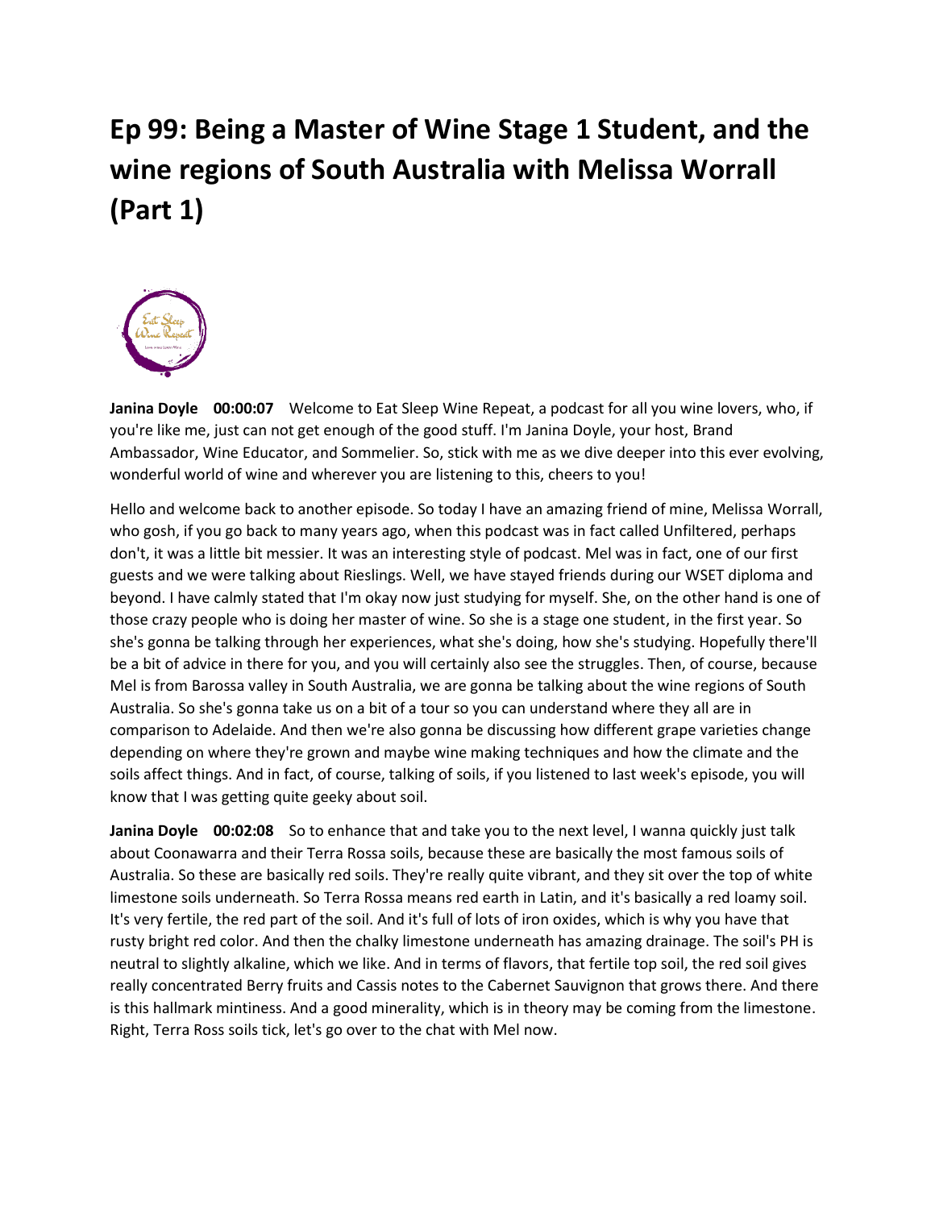# Ep 99: Being a Master of Wine Stage 1 Student, and the wine regions of South Australia with Melissa Worrall (Part 1)

**Janina Doyle 00:00:07** Welcome to Eat Sleep Wine Repeat, a podcast for all you wine lovers, who, if you're like me, just can not get enough of the good stuff. I'm Janina Doyle, your host, Brand Ambassador, Wine Educator, and Sommelier. So, stick with me as we dive deeper into this ever evolving, wonderful world of wine and wherever you are listening to this, cheers to you!

Hello and welcome back to another episode. So today I have an amazing friend of mine, Melissa Worrall, who gosh, if you go back to many years ago, when this podcast was in fact called Unfiltered, perhaps don't, it was a little bit messier. It was an interesting style of podcast. Mel was in fact, one of our first guests and we were talking about Rieslings. Well, we have stayed friends during our WSET diploma and beyond. I have calmly stated that I'm okay now just studying for myself. She, on the other hand is one of those crazy people who is doing her master of wine. So she is a stage one student, in the first year. So she's gonna be talking through her experiences, what she's doing, how she's studying. Hopefully there'll be a bit of advice in there for you, and you will certainly also see the struggles. Then, of course, because Mel is from Barossa valley in South Australia, we are gonna be talking about the wine regions of South Australia. So she's gonna take us on a bit of a tour so you can understand where they all are in comparison to Adelaide. And then we're also gonna be discussing how different grape varieties change depending on where they're grown and maybe wine making techniques and how the climate and the soils affect things. And in fact, of course, talking of soils, if you listened to last week's episode, you will know that I was getting quite geeky about soil.

**Janina Doyle 00:02:08** So to enhance that and take you to the next level, I wanna quickly just talk about Coonawarra and their Terra Rossa soils, because these are basically the most famous soils of Australia. So these are basically red soils. They're really quite vibrant, and they sit over the top of white limestone soils underneath. So Terra Rossa means red earth in Latin, and it's basically a red loamy soil. It's very fertile, the red part of the soil. And it's full of lots of iron oxides, which is why you have that rusty bright red color. And then the chalky limestone underneath has amazing drainage. The soil's PH is neutral to slightly alkaline, which we like. And in terms of flavors, that fertile top soil, the red soil gives really concentrated Berry fruits and Cassis notes to the Cabernet Sauvignon that grows there. And there is this hallmark mintiness. And a good minerality, which is in theory may be coming from the limestone. Right, Terra Ross soils tick, let's go over to the chat with Mel now.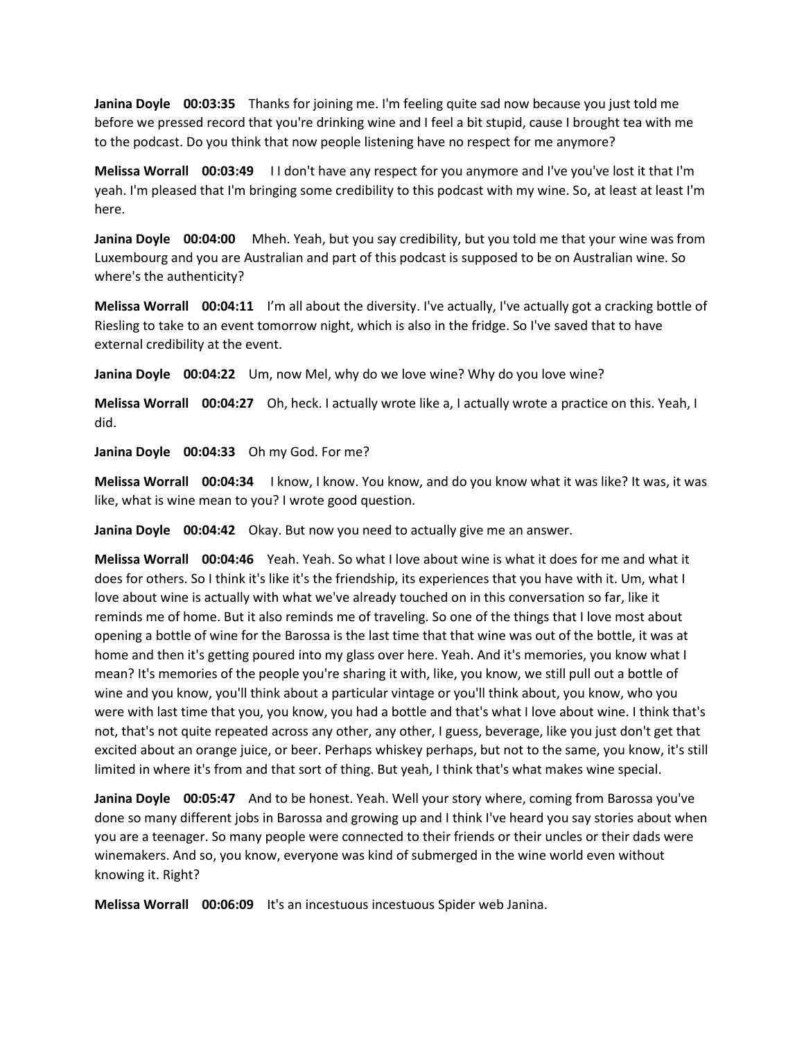**Janina Doyle 00:03:35** Thanks for joining me. I'm feeling quite sad now because you just told me before we pressed record that you're drinking wine and I feel a bit stupid, cause I brought tea with me to the podcast. Do you think that now people listening have no respect for me anymore?

**Melissa Worrall 00:03:49** I I don't have any respect for you anymore and I've you've lost it that I'm yeah. I'm pleased that I'm bringing some credibility to this podcast with my wine. So, at least at least I'm here.

**Janina Doyle 00:04:00** Mheh. Yeah, but you say credibility, but you told me that your wine was from Luxembourg and you are Australian and part of this podcast is supposed to be on Australian wine. So where's the authenticity?

**Melissa Worrall 00:04:11** I'm all about the diversity. I've actually, I've actually got a cracking bottle of Riesling to take to an event tomorrow night, which is also in the fridge. So I've saved that to have external credibility at the event.

**Janina Doyle 00:04:22** Um, now Mel, why do we love wine? Why do you love wine?

**Melissa Worrall 00:04:27** Oh, heck. I actually wrote like a, I actually wrote a practice on this. Yeah, I did.

**Janina Doyle 00:04:33** Oh my God. For me?

**Melissa Worrall 00:04:34** I know, I know. You know, and do you know what it was like? It was, it was like, what is wine mean to you? I wrote good question.

**Janina Doyle 00:04:42** Okay. But now you need to actually give me an answer.

**Melissa Worrall 00:04:46** Yeah. Yeah. So what I love about wine is what it does for me and what it does for others. So I think it's like it's the friendship, its experiences that you have with it. Um, what I love about wine is actually with what we've already touched on in this conversation so far, like it reminds me of home. But it also reminds me of traveling. So one of the things that I love most about opening a bottle of wine for the Barossa is the last time that that wine was out of the bottle, it was at home and then it's getting poured into my glass over here. Yeah. And it's memories, you know what I mean? It's memories of the people you're sharing it with, like, you know, we still pull out a bottle of wine and you know, you'll think about a particular vintage or you'll think about, you know, who you were with last time that you, you know, you had a bottle and that's what I love about wine. I think that's not, that's not quite repeated across any other, any other, I guess, beverage, like you just don't get that excited about an orange juice, or beer. Perhaps whiskey perhaps, but not to the same, you know, it's still limited in where it's from and that sort of thing. But yeah, I think that's what makes wine special.

**Janina Doyle 00:05:47** And to be honest. Yeah. Well your story where, coming from Barossa you've done so many different jobs in Barossa and growing up and I think I've heard you say stories about when you are a teenager. So many people were connected to their friends or their uncles or their dads were winemakers. And so, you know, everyone was kind of submerged in the wine world even without knowing it. Right?

**Melissa Worrall 00:06:09** It's an incestuous incestuous Spider web Janina.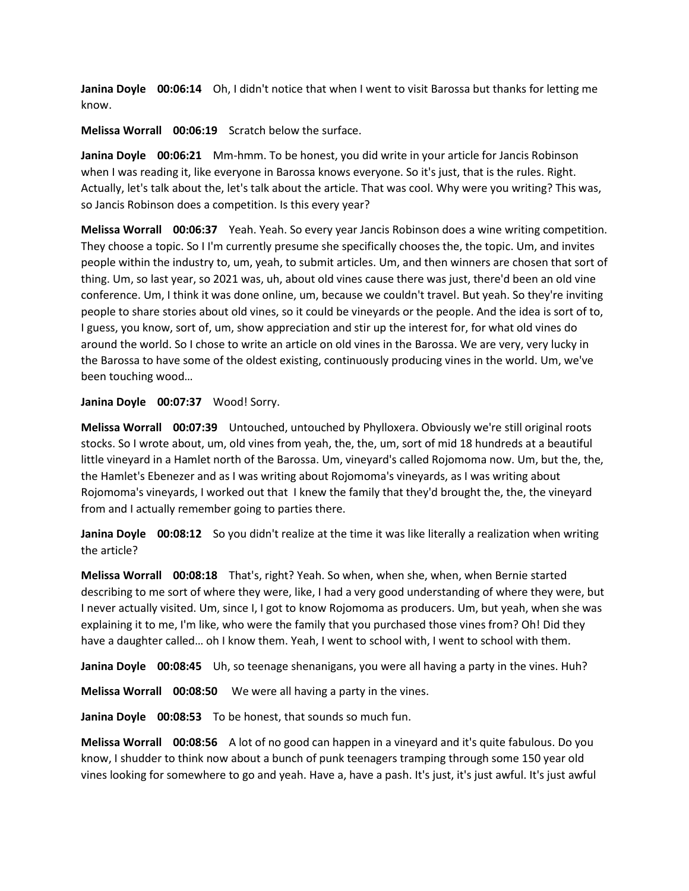**Janina Doyle 00:06:14** Oh, I didn't notice that when I went to visit Barossa but thanks for letting me know.

**Melissa Worrall 00:06:19** Scratch below the surface.

**Janina Doyle 00:06:21** Mm-hmm. To be honest, you did write in your article for Jancis Robinson when I was reading it, like everyone in Barossa knows everyone. So it's just, that is the rules. Right. Actually, let's talk about the, let's talk about the article. That was cool. Why were you writing? This was, so Jancis Robinson does a competition. Is this every year?

**Melissa Worrall 00:06:37** Yeah. Yeah. So every year Jancis Robinson does a wine writing competition. They choose a topic. So I I'm currently presume she specifically chooses the, the topic. Um, and invites people within the industry to, um, yeah, to submit articles. Um, and then winners are chosen that sort of thing. Um, so last year, so 2021 was, uh, about old vines cause there was just, there'd been an old vine conference. Um, I think it was done online, um, because we couldn't travel. But yeah. So they're inviting people to share stories about old vines, so it could be vineyards or the people. And the idea is sort of to, I guess, you know, sort of, um, show appreciation and stir up the interest for, for what old vines do around the world. So I chose to write an article on old vines in the Barossa. We are very, very lucky in the Barossa to have some of the oldest existing, continuously producing vines in the world. Um, we've been touching wood…

**Janina Doyle 00:07:37** Wood! Sorry.

**Melissa Worrall 00:07:39** Untouched, untouched by Phylloxera. Obviously we're still original roots stocks. So I wrote about, um, old vines from yeah, the, the, um, sort of mid 18 hundreds at a beautiful little vineyard in a Hamlet north of the Barossa. Um, vineyard's called Rojomoma now. Um, but the, the, the Hamlet's Ebenezer and as I was writing about Rojomoma's vineyards, as I was writing about Rojomoma's vineyards, I worked out that I knew the family that they'd brought the, the, the vineyard from and I actually remember going to parties there.

**Janina Doyle 00:08:12** So you didn't realize at the time it was like literally a realization when writing the article?

**Melissa Worrall 00:08:18** That's, right? Yeah. So when, when she, when, when Bernie started describing to me sort of where they were, like, I had a very good understanding of where they were, but I never actually visited. Um, since I, I got to know Rojomoma as producers. Um, but yeah, when she was explaining it to me, I'm like, who were the family that you purchased those vines from? Oh! Did they have a daughter called… oh I know them. Yeah, I went to school with, I went to school with them.

**Janina Doyle 00:08:45** Uh, so teenage shenanigans, you were all having a party in the vines. Huh?

**Melissa Worrall 00:08:50** We were all having a party in the vines.

**Janina Doyle 00:08:53** To be honest, that sounds so much fun.

**Melissa Worrall 00:08:56** A lot of no good can happen in a vineyard and it's quite fabulous. Do you know, I shudder to think now about a bunch of punk teenagers tramping through some 150 year old vines looking for somewhere to go and yeah. Have a, have a pash. It's just, it's just awful. It's just awful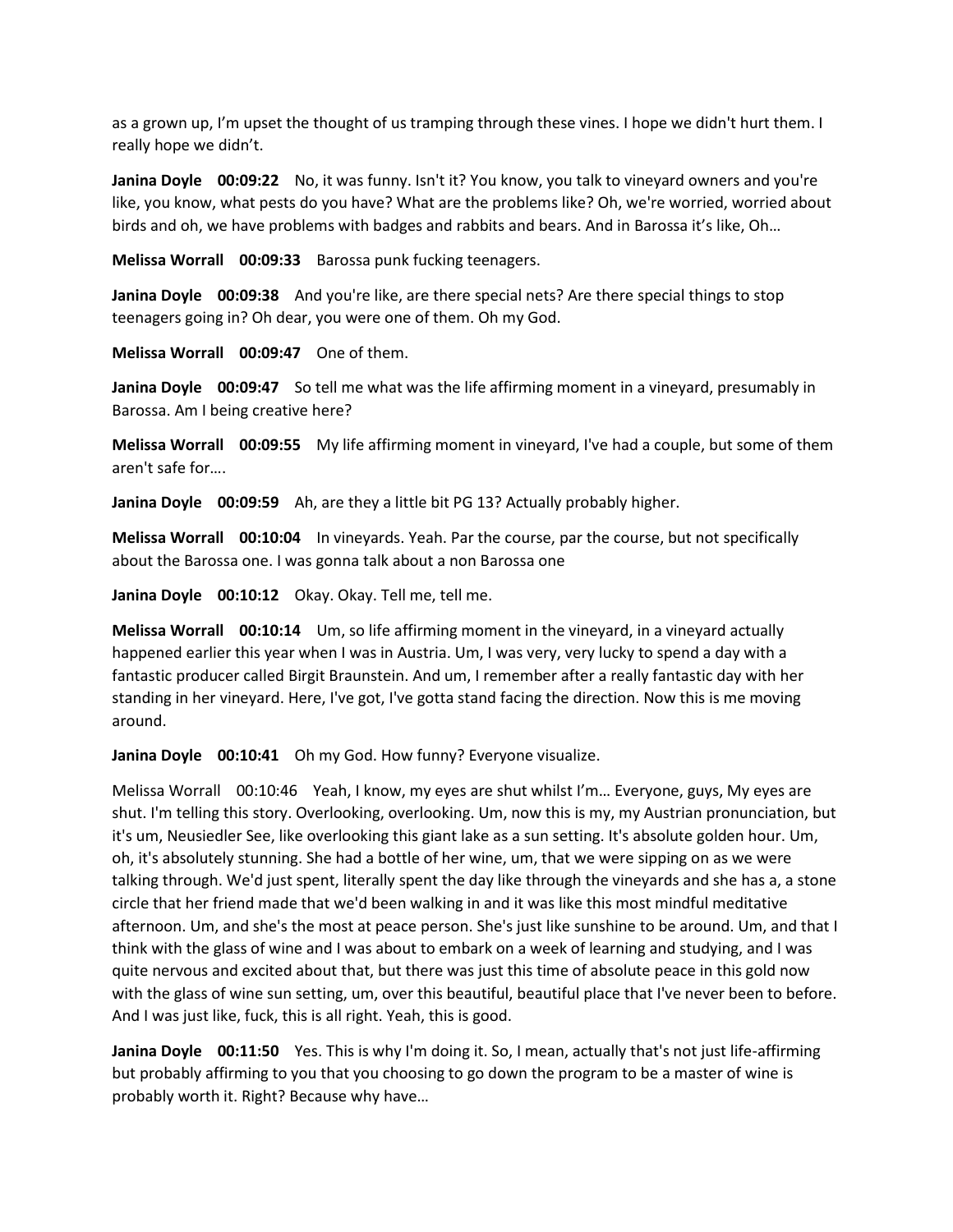as a grown up, I'm upset the thought of us tramping through these vines. I hope we didn't hurt them. I really hope we didn't.

**Janina Doyle 00:09:22** No, it was funny. Isn't it? You know, you talk to vineyard owners and you're like, you know, what pests do you have? What are the problems like? Oh, we're worried, worried about birds and oh, we have problems with badges and rabbits and bears. And in Barossa it's like, Oh…

**Melissa Worrall 00:09:33** Barossa punk fucking teenagers.

**Janina Doyle 00:09:38** And you're like, are there special nets? Are there special things to stop teenagers going in? Oh dear, you were one of them. Oh my God.

**Melissa Worrall 00:09:47** One of them.

**Janina Doyle 00:09:47** So tell me what was the life affirming moment in a vineyard, presumably in Barossa. Am I being creative here?

**Melissa Worrall 00:09:55** My life affirming moment in vineyard, I've had a couple, but some of them aren't safe for….

**Janina Doyle 00:09:59** Ah, are they a little bit PG 13? Actually probably higher.

**Melissa Worrall 00:10:04** In vineyards. Yeah. Par the course, par the course, but not specifically about the Barossa one. I was gonna talk about a non Barossa one

**Janina Doyle 00:10:12** Okay. Okay. Tell me, tell me.

**Melissa Worrall 00:10:14** Um, so life affirming moment in the vineyard, in a vineyard actually happened earlier this year when I was in Austria. Um, I was very, very lucky to spend a day with a fantastic producer called Birgit Braunstein. And um, I remember after a really fantastic day with her standing in her vineyard. Here, I've got, I've gotta stand facing the direction. Now this is me moving around.

**Janina Doyle 00:10:41** Oh my God. How funny? Everyone visualize.

Melissa Worrall 00:10:46 Yeah, I know, my eyes are shut whilst I'm… Everyone, guys, My eyes are shut. I'm telling this story. Overlooking, overlooking. Um, now this is my, my Austrian pronunciation, but it's um, Neusiedler See, like overlooking this giant lake as a sun setting. It's absolute golden hour. Um, oh, it's absolutely stunning. She had a bottle of her wine, um, that we were sipping on as we were talking through. We'd just spent, literally spent the day like through the vineyards and she has a, a stone circle that her friend made that we'd been walking in and it was like this most mindful meditative afternoon. Um, and she's the most at peace person. She's just like sunshine to be around. Um, and that I think with the glass of wine and I was about to embark on a week of learning and studying, and I was quite nervous and excited about that, but there was just this time of absolute peace in this gold now with the glass of wine sun setting, um, over this beautiful, beautiful place that I've never been to before. And I was just like, fuck, this is all right. Yeah, this is good.

**Janina Doyle 00:11:50** Yes. This is why I'm doing it. So, I mean, actually that's not just life-affirming but probably affirming to you that you choosing to go down the program to be a master of wine is probably worth it. Right? Because why have…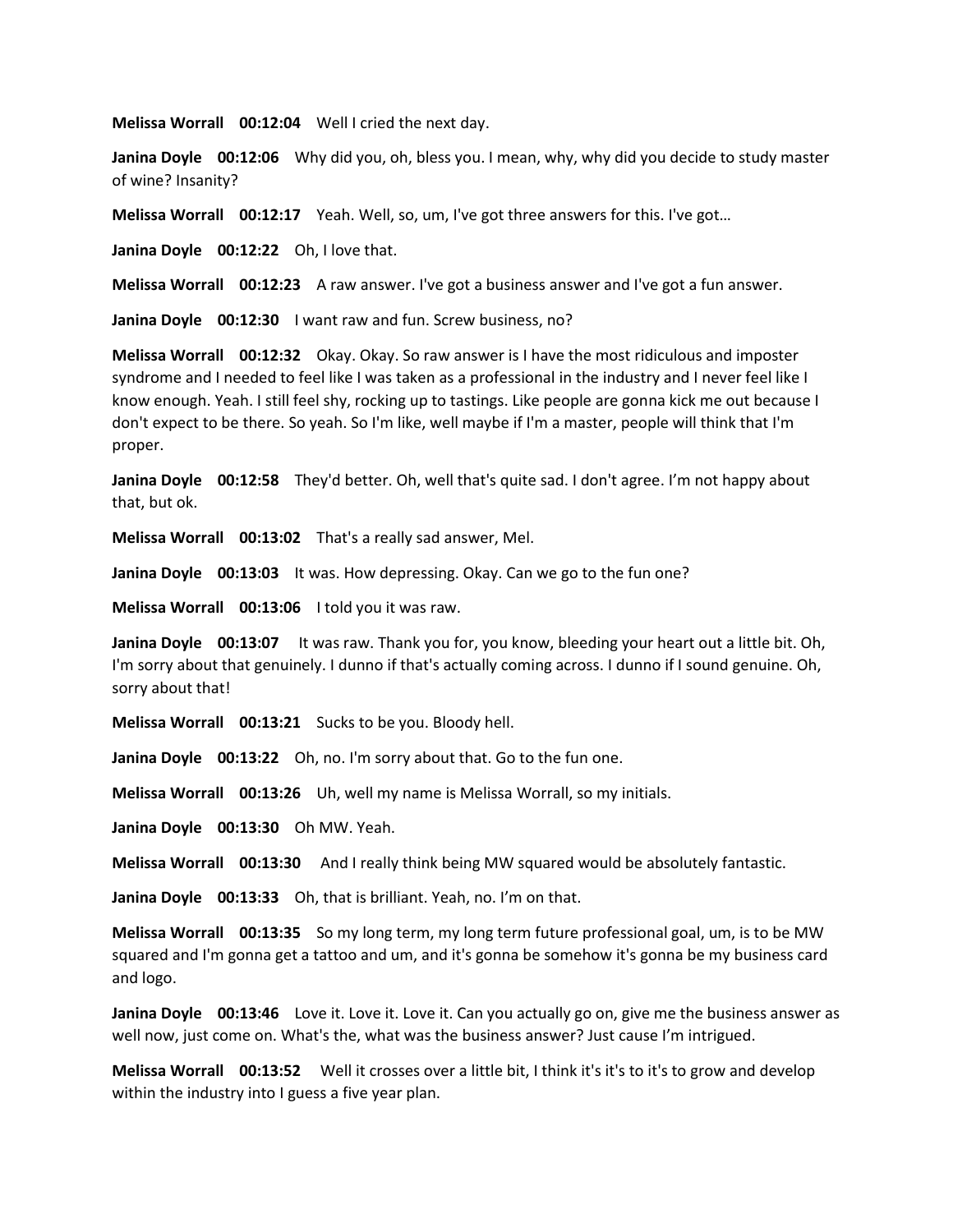**Melissa Worrall 00:12:04** Well I cried the next day.

**Janina Doyle 00:12:06** Why did you, oh, bless you. I mean, why, why did you decide to study master of wine? Insanity?

**Melissa Worrall 00:12:17** Yeah. Well, so, um, I've got three answers for this. I've got…

**Janina Doyle 00:12:22** Oh, I love that.

**Melissa Worrall 00:12:23** A raw answer. I've got a business answer and I've got a fun answer.

**Janina Doyle 00:12:30** I want raw and fun. Screw business, no?

**Melissa Worrall 00:12:32** Okay. Okay. So raw answer is I have the most ridiculous and imposter syndrome and I needed to feel like I was taken as a professional in the industry and I never feel like I know enough. Yeah. I still feel shy, rocking up to tastings. Like people are gonna kick me out because I don't expect to be there. So yeah. So I'm like, well maybe if I'm a master, people will think that I'm proper.

**Janina Doyle 00:12:58** They'd better. Oh, well that's quite sad. I don't agree. I'm not happy about that, but ok.

**Melissa Worrall 00:13:02** That's a really sad answer, Mel.

**Janina Doyle 00:13:03** It was. How depressing. Okay. Can we go to the fun one?

**Melissa Worrall 00:13:06** I told you it was raw.

**Janina Doyle 00:13:07** It was raw. Thank you for, you know, bleeding your heart out a little bit. Oh, I'm sorry about that genuinely. I dunno if that's actually coming across. I dunno if I sound genuine. Oh, sorry about that!

**Melissa Worrall 00:13:21** Sucks to be you. Bloody hell.

**Janina Doyle 00:13:22** Oh, no. I'm sorry about that. Go to the fun one.

**Melissa Worrall 00:13:26** Uh, well my name is Melissa Worrall, so my initials.

**Janina Doyle 00:13:30** Oh MW. Yeah.

**Melissa Worrall 00:13:30** And I really think being MW squared would be absolutely fantastic.

**Janina Doyle 00:13:33** Oh, that is brilliant. Yeah, no. I'm on that.

**Melissa Worrall 00:13:35** So my long term, my long term future professional goal, um, is to be MW squared and I'm gonna get a tattoo and um, and it's gonna be somehow it's gonna be my business card and logo.

**Janina Doyle 00:13:46** Love it. Love it. Love it. Can you actually go on, give me the business answer as well now, just come on. What's the, what was the business answer? Just cause I'm intrigued.

**Melissa Worrall 00:13:52** Well it crosses over a little bit, I think it's it's to it's to grow and develop within the industry into I guess a five year plan.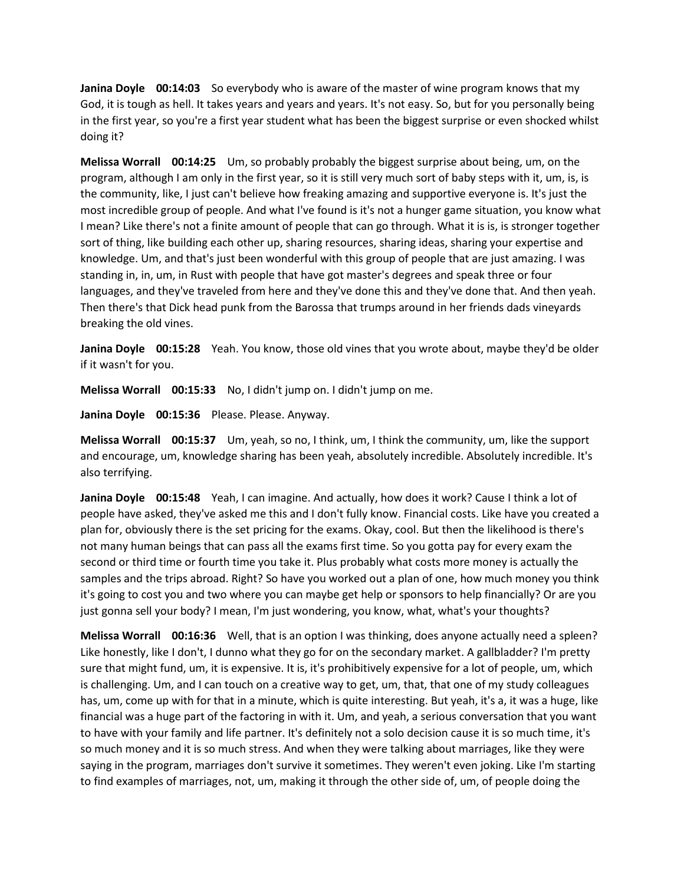**Janina Doyle 00:14:03** So everybody who is aware of the master of wine program knows that my God, it is tough as hell. It takes years and years and years. It's not easy. So, but for you personally being in the first year, so you're a first year student what has been the biggest surprise or even shocked whilst doing it?

**Melissa Worrall 00:14:25** Um, so probably probably the biggest surprise about being, um, on the program, although I am only in the first year, so it is still very much sort of baby steps with it, um, is, is the community, like, I just can't believe how freaking amazing and supportive everyone is. It's just the most incredible group of people. And what I've found is it's not a hunger game situation, you know what I mean? Like there's not a finite amount of people that can go through. What it is is, is stronger together sort of thing, like building each other up, sharing resources, sharing ideas, sharing your expertise and knowledge. Um, and that's just been wonderful with this group of people that are just amazing. I was standing in, in, um, in Rust with people that have got master's degrees and speak three or four languages, and they've traveled from here and they've done this and they've done that. And then yeah. Then there's that Dick head punk from the Barossa that trumps around in her friends dads vineyards breaking the old vines.

**Janina Doyle 00:15:28** Yeah. You know, those old vines that you wrote about, maybe they'd be older if it wasn't for you.

**Melissa Worrall 00:15:33** No, I didn't jump on. I didn't jump on me.

**Janina Doyle 00:15:36** Please. Please. Anyway.

**Melissa Worrall 00:15:37** Um, yeah, so no, I think, um, I think the community, um, like the support and encourage, um, knowledge sharing has been yeah, absolutely incredible. Absolutely incredible. It's also terrifying.

**Janina Doyle 00:15:48** Yeah, I can imagine. And actually, how does it work? Cause I think a lot of people have asked, they've asked me this and I don't fully know. Financial costs. Like have you created a plan for, obviously there is the set pricing for the exams. Okay, cool. But then the likelihood is there's not many human beings that can pass all the exams first time. So you gotta pay for every exam the second or third time or fourth time you take it. Plus probably what costs more money is actually the samples and the trips abroad. Right? So have you worked out a plan of one, how much money you think it's going to cost you and two where you can maybe get help or sponsors to help financially? Or are you just gonna sell your body? I mean, I'm just wondering, you know, what, what's your thoughts?

**Melissa Worrall 00:16:36** Well, that is an option I was thinking, does anyone actually need a spleen? Like honestly, like I don't, I dunno what they go for on the secondary market. A gallbladder? I'm pretty sure that might fund, um, it is expensive. It is, it's prohibitively expensive for a lot of people, um, which is challenging. Um, and I can touch on a creative way to get, um, that, that one of my study colleagues has, um, come up with for that in a minute, which is quite interesting. But yeah, it's a, it was a huge, like financial was a huge part of the factoring in with it. Um, and yeah, a serious conversation that you want to have with your family and life partner. It's definitely not a solo decision cause it is so much time, it's so much money and it is so much stress. And when they were talking about marriages, like they were saying in the program, marriages don't survive it sometimes. They weren't even joking. Like I'm starting to find examples of marriages, not, um, making it through the other side of, um, of people doing the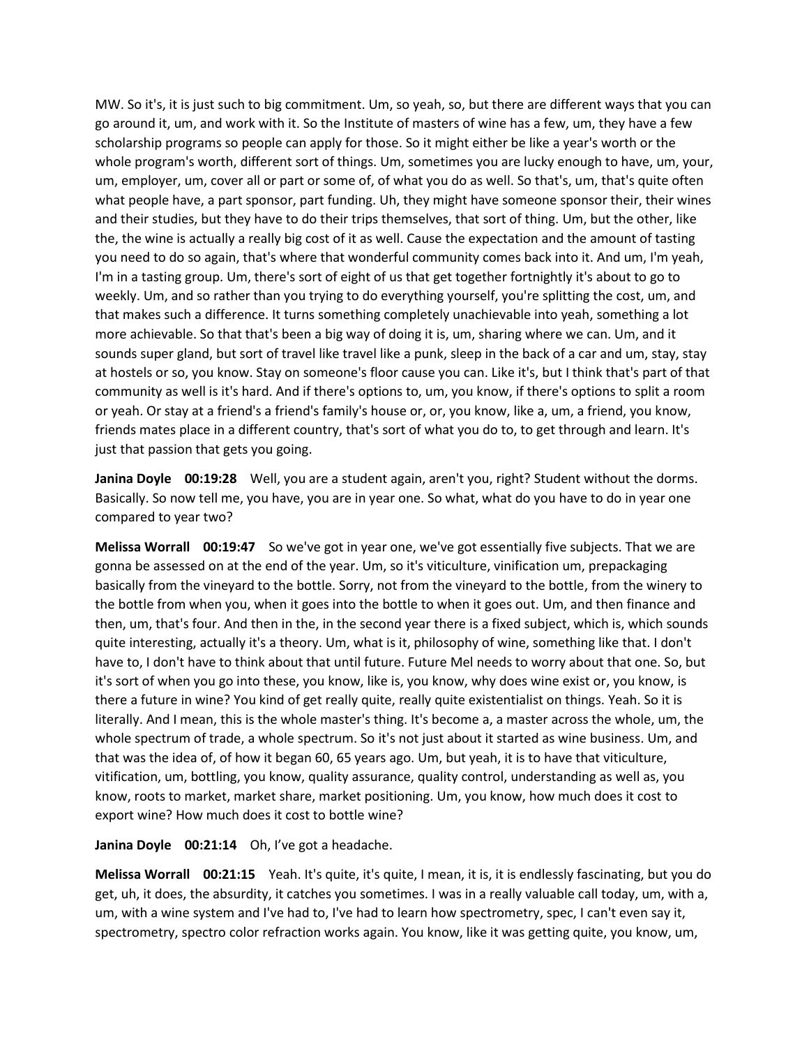MW. So it's, it is just such to big commitment. Um, so yeah, so, but there are different ways that you can go around it, um, and work with it. So the Institute of masters of wine has a few, um, they have a few scholarship programs so people can apply for those. So it might either be like a year's worth or the whole program's worth, different sort of things. Um, sometimes you are lucky enough to have, um, your, um, employer, um, cover all or part or some of, of what you do as well. So that's, um, that's quite often what people have, a part sponsor, part funding. Uh, they might have someone sponsor their, their wines and their studies, but they have to do their trips themselves, that sort of thing. Um, but the other, like the, the wine is actually a really big cost of it as well. Cause the expectation and the amount of tasting you need to do so again, that's where that wonderful community comes back into it. And um, I'm yeah, I'm in a tasting group. Um, there's sort of eight of us that get together fortnightly it's about to go to weekly. Um, and so rather than you trying to do everything yourself, you're splitting the cost, um, and that makes such a difference. It turns something completely unachievable into yeah, something a lot more achievable. So that that's been a big way of doing it is, um, sharing where we can. Um, and it sounds super gland, but sort of travel like travel like a punk, sleep in the back of a car and um, stay, stay at hostels or so, you know. Stay on someone's floor cause you can. Like it's, but I think that's part of that community as well is it's hard. And if there's options to, um, you know, if there's options to split a room or yeah. Or stay at a friend's a friend's family's house or, or, you know, like a, um, a friend, you know, friends mates place in a different country, that's sort of what you do to, to get through and learn. It's just that passion that gets you going.

**Janina Doyle 00:19:28** Well, you are a student again, aren't you, right? Student without the dorms. Basically. So now tell me, you have, you are in year one. So what, what do you have to do in year one compared to year two?

**Melissa Worrall 00:19:47** So we've got in year one, we've got essentially five subjects. That we are gonna be assessed on at the end of the year. Um, so it's viticulture, vinification um, prepackaging basically from the vineyard to the bottle. Sorry, not from the vineyard to the bottle, from the winery to the bottle from when you, when it goes into the bottle to when it goes out. Um, and then finance and then, um, that's four. And then in the, in the second year there is a fixed subject, which is, which sounds quite interesting, actually it's a theory. Um, what is it, philosophy of wine, something like that. I don't have to, I don't have to think about that until future. Future Mel needs to worry about that one. So, but it's sort of when you go into these, you know, like is, you know, why does wine exist or, you know, is there a future in wine? You kind of get really quite, really quite existentialist on things. Yeah. So it is literally. And I mean, this is the whole master's thing. It's become a, a master across the whole, um, the whole spectrum of trade, a whole spectrum. So it's not just about it started as wine business. Um, and that was the idea of, of how it began 60, 65 years ago. Um, but yeah, it is to have that viticulture, vitification, um, bottling, you know, quality assurance, quality control, understanding as well as, you know, roots to market, market share, market positioning. Um, you know, how much does it cost to export wine? How much does it cost to bottle wine?

**Janina Doyle 00:21:14** Oh, I've got a headache.

**Melissa Worrall 00:21:15** Yeah. It's quite, it's quite, I mean, it is, it is endlessly fascinating, but you do get, uh, it does, the absurdity, it catches you sometimes. I was in a really valuable call today, um, with a, um, with a wine system and I've had to, I've had to learn how spectrometry, spec, I can't even say it, spectrometry, spectro color refraction works again. You know, like it was getting quite, you know, um,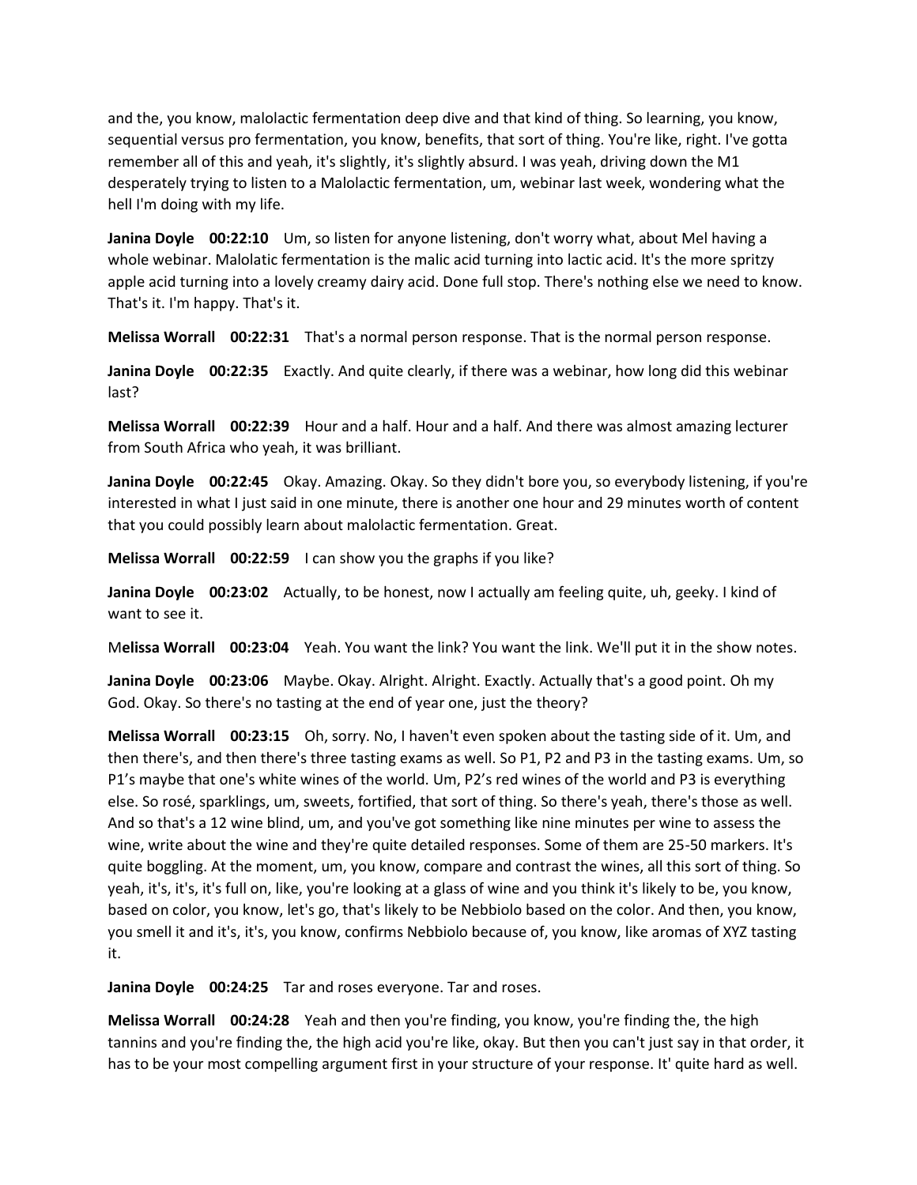and the, you know, malolactic fermentation deep dive and that kind of thing. So learning, you know, sequential versus pro fermentation, you know, benefits, that sort of thing. You're like, right. I've gotta remember all of this and yeah, it's slightly, it's slightly absurd. I was yeah, driving down the M1 desperately trying to listen to a Malolactic fermentation, um, webinar last week, wondering what the hell I'm doing with my life.

**Janina Doyle 00:22:10** Um, so listen for anyone listening, don't worry what, about Mel having a whole webinar. Malolatic fermentation is the malic acid turning into lactic acid. It's the more spritzy apple acid turning into a lovely creamy dairy acid. Done full stop. There's nothing else we need to know. That's it. I'm happy. That's it.

**Melissa Worrall 00:22:31** That's a normal person response. That is the normal person response.

**Janina Doyle 00:22:35** Exactly. And quite clearly, if there was a webinar, how long did this webinar last?

**Melissa Worrall 00:22:39** Hour and a half. Hour and a half. And there was almost amazing lecturer from South Africa who yeah, it was brilliant.

**Janina Doyle 00:22:45** Okay. Amazing. Okay. So they didn't bore you, so everybody listening, if you're interested in what I just said in one minute, there is another one hour and 29 minutes worth of content that you could possibly learn about malolactic fermentation. Great.

**Melissa Worrall 00:22:59** I can show you the graphs if you like?

**Janina Doyle 00:23:02** Actually, to be honest, now I actually am feeling quite, uh, geeky. I kind of want to see it.

M**elissa Worrall 00:23:04** Yeah. You want the link? You want the link. We'll put it in the show notes.

**Janina Doyle 00:23:06** Maybe. Okay. Alright. Alright. Exactly. Actually that's a good point. Oh my God. Okay. So there's no tasting at the end of year one, just the theory?

**Melissa Worrall 00:23:15** Oh, sorry. No, I haven't even spoken about the tasting side of it. Um, and then there's, and then there's three tasting exams as well. So P1, P2 and P3 in the tasting exams. Um, so P1's maybe that one's white wines of the world. Um, P2's red wines of the world and P3 is everything else. So rosé, sparklings, um, sweets, fortified, that sort of thing. So there's yeah, there's those as well. And so that's a 12 wine blind, um, and you've got something like nine minutes per wine to assess the wine, write about the wine and they're quite detailed responses. Some of them are 25-50 markers. It's quite boggling. At the moment, um, you know, compare and contrast the wines, all this sort of thing. So yeah, it's, it's, it's full on, like, you're looking at a glass of wine and you think it's likely to be, you know, based on color, you know, let's go, that's likely to be Nebbiolo based on the color. And then, you know, you smell it and it's, it's, you know, confirms Nebbiolo because of, you know, like aromas of XYZ tasting it.

**Janina Doyle 00:24:25** Tar and roses everyone. Tar and roses.

**Melissa Worrall 00:24:28** Yeah and then you're finding, you know, you're finding the, the high tannins and you're finding the, the high acid you're like, okay. But then you can't just say in that order, it has to be your most compelling argument first in your structure of your response. It' quite hard as well.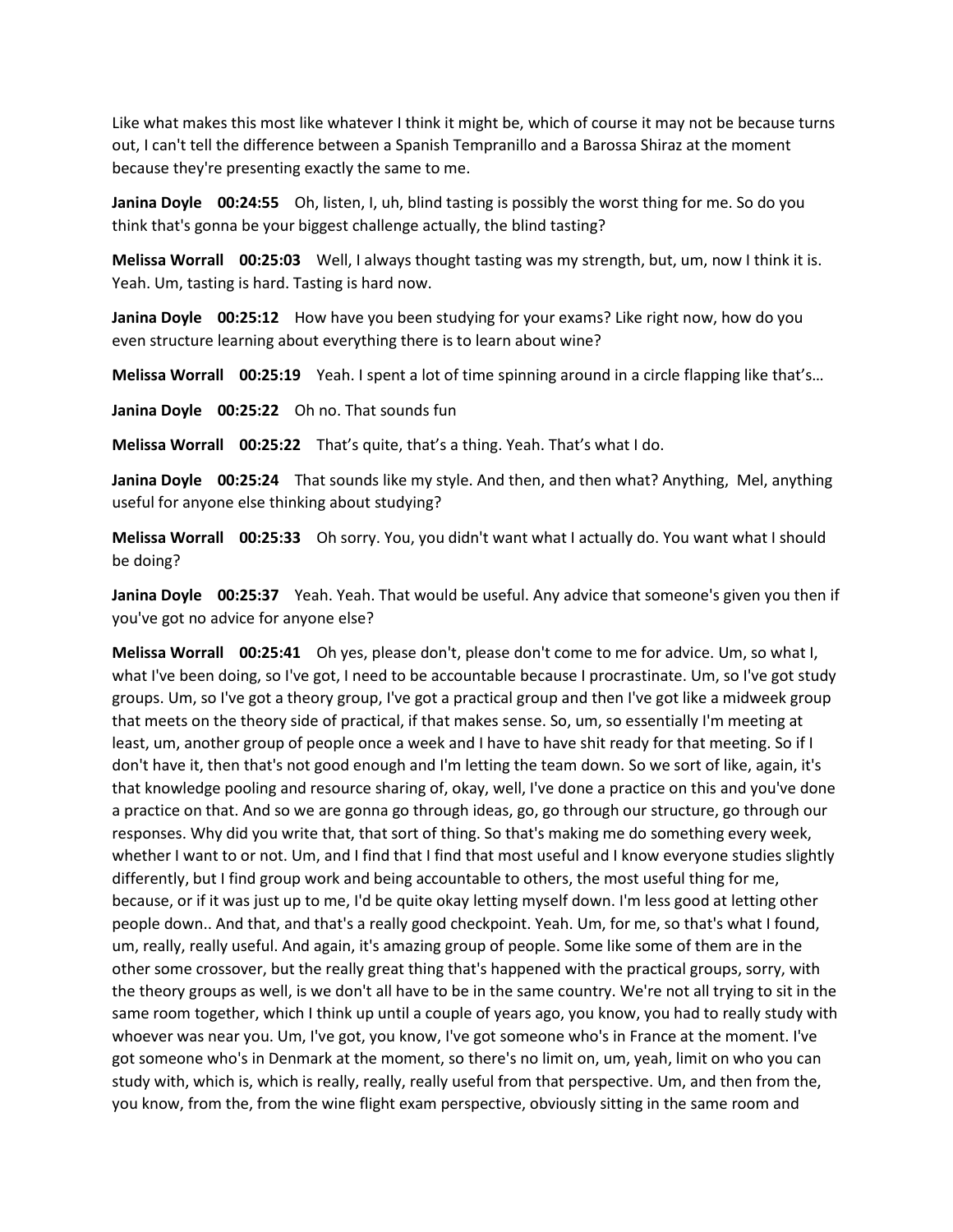Like what makes this most like whatever I think it might be, which of course it may not be because turns out, I can't tell the difference between a Spanish Tempranillo and a Barossa Shiraz at the moment because they're presenting exactly the same to me.

**Janina Doyle 00:24:55** Oh, listen, I, uh, blind tasting is possibly the worst thing for me. So do you think that's gonna be your biggest challenge actually, the blind tasting?

**Melissa Worrall 00:25:03** Well, I always thought tasting was my strength, but, um, now I think it is. Yeah. Um, tasting is hard. Tasting is hard now.

**Janina Doyle 00:25:12** How have you been studying for your exams? Like right now, how do you even structure learning about everything there is to learn about wine?

**Melissa Worrall 00:25:19** Yeah. I spent a lot of time spinning around in a circle flapping like that's…

**Janina Doyle 00:25:22** Oh no. That sounds fun

**Melissa Worrall 00:25:22** That's quite, that's a thing. Yeah. That's what I do.

**Janina Doyle 00:25:24** That sounds like my style. And then, and then what? Anything, Mel, anything useful for anyone else thinking about studying?

**Melissa Worrall 00:25:33** Oh sorry. You, you didn't want what I actually do. You want what I should be doing?

**Janina Doyle 00:25:37** Yeah. Yeah. That would be useful. Any advice that someone's given you then if you've got no advice for anyone else?

**Melissa Worrall 00:25:41** Oh yes, please don't, please don't come to me for advice. Um, so what I, what I've been doing, so I've got, I need to be accountable because I procrastinate. Um, so I've got study groups. Um, so I've got a theory group, I've got a practical group and then I've got like a midweek group that meets on the theory side of practical, if that makes sense. So, um, so essentially I'm meeting at least, um, another group of people once a week and I have to have shit ready for that meeting. So if I don't have it, then that's not good enough and I'm letting the team down. So we sort of like, again, it's that knowledge pooling and resource sharing of, okay, well, I've done a practice on this and you've done a practice on that. And so we are gonna go through ideas, go, go through our structure, go through our responses. Why did you write that, that sort of thing. So that's making me do something every week, whether I want to or not. Um, and I find that I find that most useful and I know everyone studies slightly differently, but I find group work and being accountable to others, the most useful thing for me, because, or if it was just up to me, I'd be quite okay letting myself down. I'm less good at letting other people down.. And that, and that's a really good checkpoint. Yeah. Um, for me, so that's what I found, um, really, really useful. And again, it's amazing group of people. Some like some of them are in the other some crossover, but the really great thing that's happened with the practical groups, sorry, with the theory groups as well, is we don't all have to be in the same country. We're not all trying to sit in the same room together, which I think up until a couple of years ago, you know, you had to really study with whoever was near you. Um, I've got, you know, I've got someone who's in France at the moment. I've got someone who's in Denmark at the moment, so there's no limit on, um, yeah, limit on who you can study with, which is, which is really, really, really useful from that perspective. Um, and then from the, you know, from the, from the wine flight exam perspective, obviously sitting in the same room and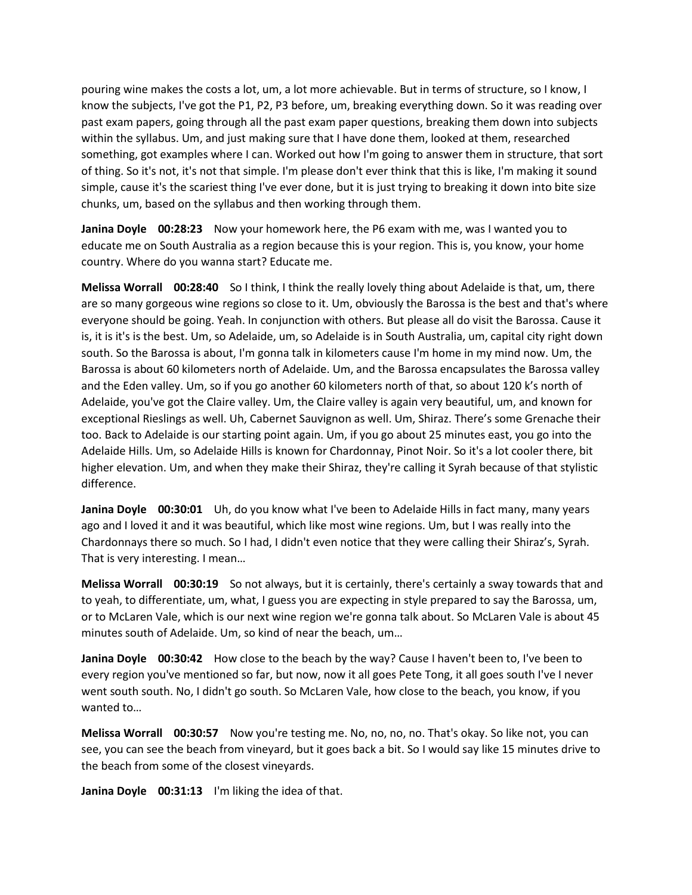pouring wine makes the costs a lot, um, a lot more achievable. But in terms of structure, so I know, I know the subjects, I've got the P1, P2, P3 before, um, breaking everything down. So it was reading over past exam papers, going through all the past exam paper questions, breaking them down into subjects within the syllabus. Um, and just making sure that I have done them, looked at them, researched something, got examples where I can. Worked out how I'm going to answer them in structure, that sort of thing. So it's not, it's not that simple. I'm please don't ever think that this is like, I'm making it sound simple, cause it's the scariest thing I've ever done, but it is just trying to breaking it down into bite size chunks, um, based on the syllabus and then working through them.

**Janina Doyle 00:28:23** Now your homework here, the P6 exam with me, was I wanted you to educate me on South Australia as a region because this is your region. This is, you know, your home country. Where do you wanna start? Educate me.

**Melissa Worrall 00:28:40** So I think, I think the really lovely thing about Adelaide is that, um, there are so many gorgeous wine regions so close to it. Um, obviously the Barossa is the best and that's where everyone should be going. Yeah. In conjunction with others. But please all do visit the Barossa. Cause it is, it is it's is the best. Um, so Adelaide, um, so Adelaide is in South Australia, um, capital city right down south. So the Barossa is about, I'm gonna talk in kilometers cause I'm home in my mind now. Um, the Barossa is about 60 kilometers north of Adelaide. Um, and the Barossa encapsulates the Barossa valley and the Eden valley. Um, so if you go another 60 kilometers north of that, so about 120 k's north of Adelaide, you've got the Claire valley. Um, the Claire valley is again very beautiful, um, and known for exceptional Rieslings as well. Uh, Cabernet Sauvignon as well. Um, Shiraz. There's some Grenache their too. Back to Adelaide is our starting point again. Um, if you go about 25 minutes east, you go into the Adelaide Hills. Um, so Adelaide Hills is known for Chardonnay, Pinot Noir. So it's a lot cooler there, bit higher elevation. Um, and when they make their Shiraz, they're calling it Syrah because of that stylistic difference.

**Janina Doyle 00:30:01** Uh, do you know what I've been to Adelaide Hills in fact many, many years ago and I loved it and it was beautiful, which like most wine regions. Um, but I was really into the Chardonnays there so much. So I had, I didn't even notice that they were calling their Shiraz's, Syrah. That is very interesting. I mean…

**Melissa Worrall 00:30:19** So not always, but it is certainly, there's certainly a sway towards that and to yeah, to differentiate, um, what, I guess you are expecting in style prepared to say the Barossa, um, or to McLaren Vale, which is our next wine region we're gonna talk about. So McLaren Vale is about 45 minutes south of Adelaide. Um, so kind of near the beach, um…

**Janina Doyle 00:30:42** How close to the beach by the way? Cause I haven't been to, I've been to every region you've mentioned so far, but now, now it all goes Pete Tong, it all goes south I've I never went south south. No, I didn't go south. So McLaren Vale, how close to the beach, you know, if you wanted to…

**Melissa Worrall 00:30:57** Now you're testing me. No, no, no, no. That's okay. So like not, you can see, you can see the beach from vineyard, but it goes back a bit. So I would say like 15 minutes drive to the beach from some of the closest vineyards.

**Janina Doyle 00:31:13** I'm liking the idea of that.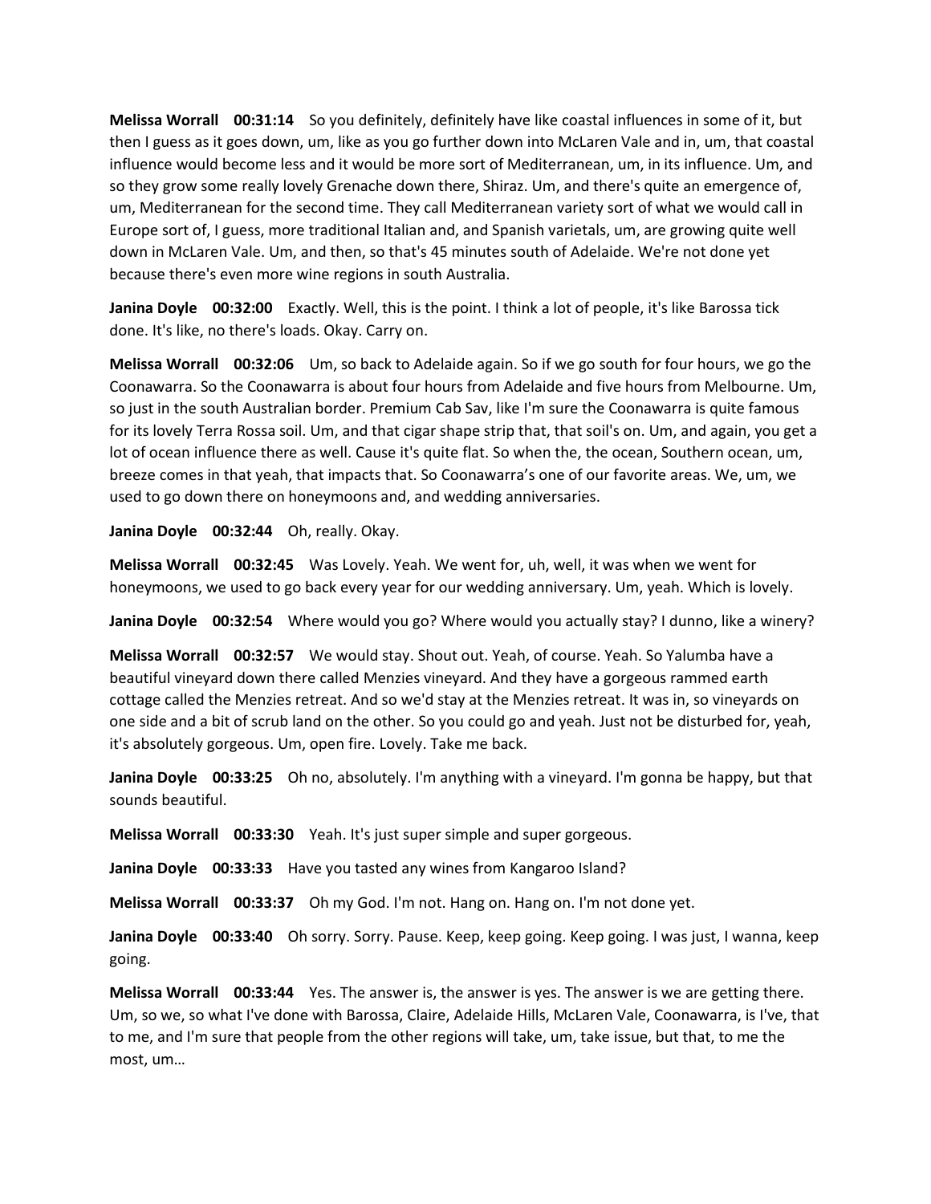**Melissa Worrall 00:31:14** So you definitely, definitely have like coastal influences in some of it, but then I guess as it goes down, um, like as you go further down into McLaren Vale and in, um, that coastal influence would become less and it would be more sort of Mediterranean, um, in its influence. Um, and so they grow some really lovely Grenache down there, Shiraz. Um, and there's quite an emergence of, um, Mediterranean for the second time. They call Mediterranean variety sort of what we would call in Europe sort of, I guess, more traditional Italian and, and Spanish varietals, um, are growing quite well down in McLaren Vale. Um, and then, so that's 45 minutes south of Adelaide. We're not done yet because there's even more wine regions in south Australia.

**Janina Doyle 00:32:00** Exactly. Well, this is the point. I think a lot of people, it's like Barossa tick done. It's like, no there's loads. Okay. Carry on.

**Melissa Worrall 00:32:06** Um, so back to Adelaide again. So if we go south for four hours, we go the Coonawarra. So the Coonawarra is about four hours from Adelaide and five hours from Melbourne. Um, so just in the south Australian border. Premium Cab Sav, like I'm sure the Coonawarra is quite famous for its lovely Terra Rossa soil. Um, and that cigar shape strip that, that soil's on. Um, and again, you get a lot of ocean influence there as well. Cause it's quite flat. So when the, the ocean, Southern ocean, um, breeze comes in that yeah, that impacts that. So Coonawarra's one of our favorite areas. We, um, we used to go down there on honeymoons and, and wedding anniversaries.

**Janina Doyle 00:32:44** Oh, really. Okay.

**Melissa Worrall 00:32:45** Was Lovely. Yeah. We went for, uh, well, it was when we went for honeymoons, we used to go back every year for our wedding anniversary. Um, yeah. Which is lovely.

**Janina Doyle 00:32:54** Where would you go? Where would you actually stay? I dunno, like a winery?

**Melissa Worrall 00:32:57** We would stay. Shout out. Yeah, of course. Yeah. So Yalumba have a beautiful vineyard down there called Menzies vineyard. And they have a gorgeous rammed earth cottage called the Menzies retreat. And so we'd stay at the Menzies retreat. It was in, so vineyards on one side and a bit of scrub land on the other. So you could go and yeah. Just not be disturbed for, yeah, it's absolutely gorgeous. Um, open fire. Lovely. Take me back.

**Janina Doyle 00:33:25** Oh no, absolutely. I'm anything with a vineyard. I'm gonna be happy, but that sounds beautiful.

**Melissa Worrall 00:33:30** Yeah. It's just super simple and super gorgeous.

**Janina Doyle 00:33:33** Have you tasted any wines from Kangaroo Island?

**Melissa Worrall 00:33:37** Oh my God. I'm not. Hang on. Hang on. I'm not done yet.

**Janina Doyle 00:33:40** Oh sorry. Sorry. Pause. Keep, keep going. Keep going. I was just, I wanna, keep going.

**Melissa Worrall 00:33:44** Yes. The answer is, the answer is yes. The answer is we are getting there. Um, so we, so what I've done with Barossa, Claire, Adelaide Hills, McLaren Vale, Coonawarra, is I've, that to me, and I'm sure that people from the other regions will take, um, take issue, but that, to me the most, um…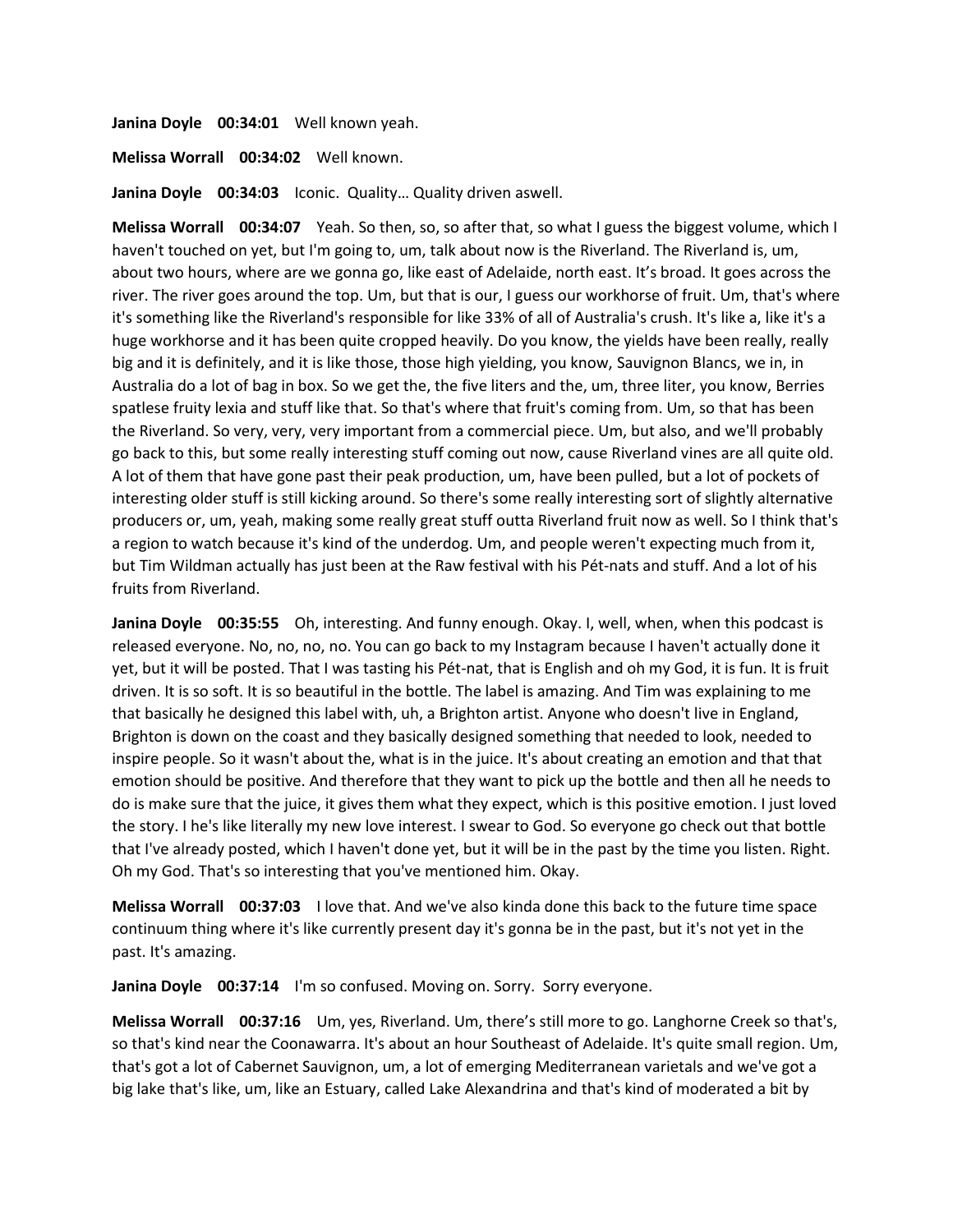**Janina Doyle 00:34:01** Well known yeah.

**Melissa Worrall 00:34:02** Well known.

**Janina Doyle 00:34:03** Iconic. Quality… Quality driven aswell.

**Melissa Worrall 00:34:07** Yeah. So then, so, so after that, so what I guess the biggest volume, which I haven't touched on yet, but I'm going to, um, talk about now is the Riverland. The Riverland is, um, about two hours, where are we gonna go, like east of Adelaide, north east. It's broad. It goes across the river. The river goes around the top. Um, but that is our, I guess our workhorse of fruit. Um, that's where it's something like the Riverland's responsible for like 33% of all of Australia's crush. It's like a, like it's a huge workhorse and it has been quite cropped heavily. Do you know, the yields have been really, really big and it is definitely, and it is like those, those high yielding, you know, Sauvignon Blancs, we in, in Australia do a lot of bag in box. So we get the, the five liters and the, um, three liter, you know, Berries spatlese fruity lexia and stuff like that. So that's where that fruit's coming from. Um, so that has been the Riverland. So very, very, very important from a commercial piece. Um, but also, and we'll probably go back to this, but some really interesting stuff coming out now, cause Riverland vines are all quite old. A lot of them that have gone past their peak production, um, have been pulled, but a lot of pockets of interesting older stuff is still kicking around. So there's some really interesting sort of slightly alternative producers or, um, yeah, making some really great stuff outta Riverland fruit now as well. So I think that's a region to watch because it's kind of the underdog. Um, and people weren't expecting much from it, but Tim Wildman actually has just been at the Raw festival with his Pét-nats and stuff. And a lot of his fruits from Riverland.

**Janina Doyle 00:35:55** Oh, interesting. And funny enough. Okay. I, well, when, when this podcast is released everyone. No, no, no, no. You can go back to my Instagram because I haven't actually done it yet, but it will be posted. That I was tasting his Pét-nat, that is English and oh my God, it is fun. It is fruit driven. It is so soft. It is so beautiful in the bottle. The label is amazing. And Tim was explaining to me that basically he designed this label with, uh, a Brighton artist. Anyone who doesn't live in England, Brighton is down on the coast and they basically designed something that needed to look, needed to inspire people. So it wasn't about the, what is in the juice. It's about creating an emotion and that that emotion should be positive. And therefore that they want to pick up the bottle and then all he needs to do is make sure that the juice, it gives them what they expect, which is this positive emotion. I just loved the story. I he's like literally my new love interest. I swear to God. So everyone go check out that bottle that I've already posted, which I haven't done yet, but it will be in the past by the time you listen. Right. Oh my God. That's so interesting that you've mentioned him. Okay.

**Melissa Worrall 00:37:03** I love that. And we've also kinda done this back to the future time space continuum thing where it's like currently present day it's gonna be in the past, but it's not yet in the past. It's amazing.

**Janina Doyle 00:37:14** I'm so confused. Moving on. Sorry. Sorry everyone.

**Melissa Worrall 00:37:16** Um, yes, Riverland. Um, there's still more to go. Langhorne Creek so that's, so that's kind near the Coonawarra. It's about an hour Southeast of Adelaide. It's quite small region. Um, that's got a lot of Cabernet Sauvignon, um, a lot of emerging Mediterranean varietals and we've got a big lake that's like, um, like an Estuary, called Lake Alexandrina and that's kind of moderated a bit by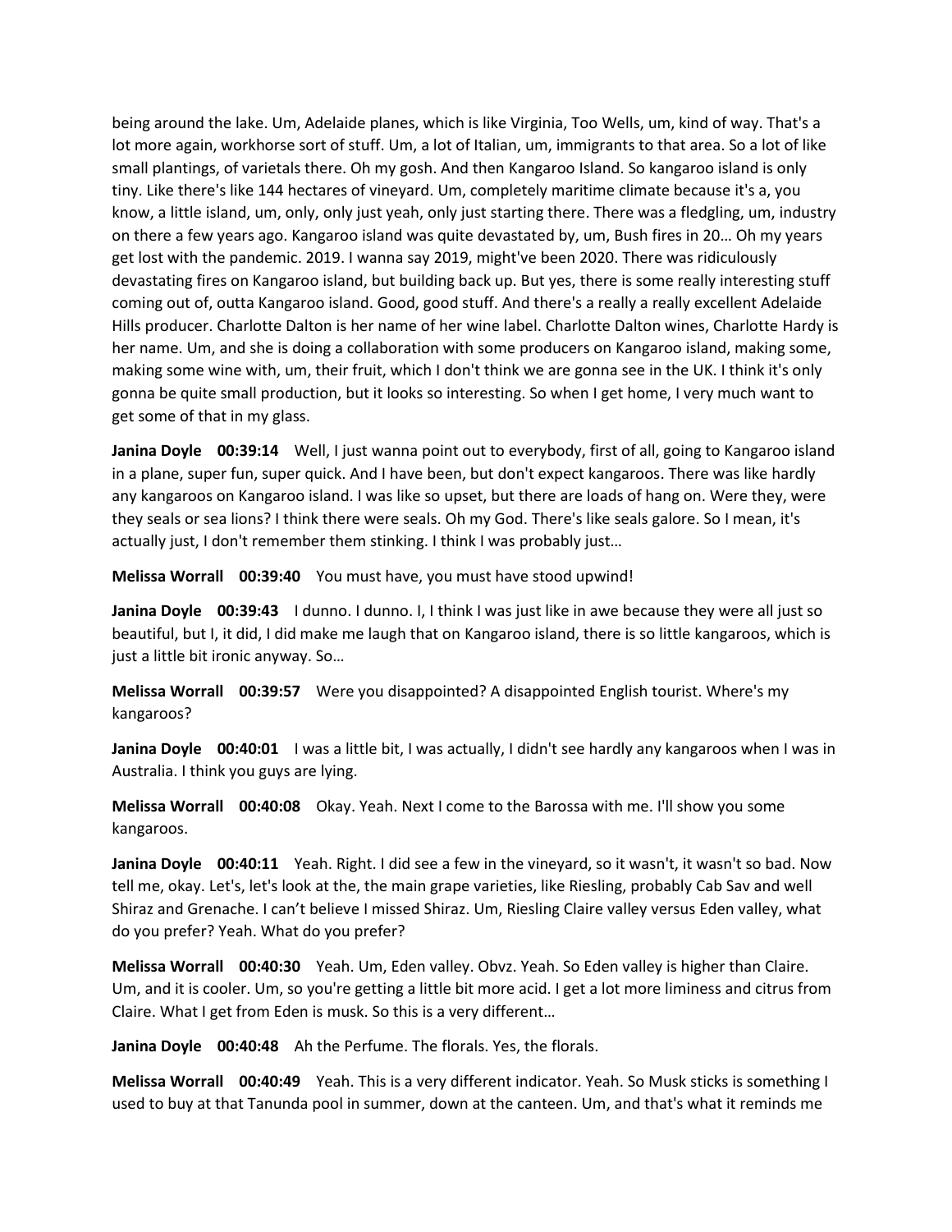being around the lake. Um, Adelaide planes, which is like Virginia, Too Wells, um, kind of way. That's a lot more again, workhorse sort of stuff. Um, a lot of Italian, um, immigrants to that area. So a lot of like small plantings, of varietals there. Oh my gosh. And then Kangaroo Island. So kangaroo island is only tiny. Like there's like 144 hectares of vineyard. Um, completely maritime climate because it's a, you know, a little island, um, only, only just yeah, only just starting there. There was a fledgling, um, industry on there a few years ago. Kangaroo island was quite devastated by, um, Bush fires in 20… Oh my years get lost with the pandemic. 2019. I wanna say 2019, might've been 2020. There was ridiculously devastating fires on Kangaroo island, but building back up. But yes, there is some really interesting stuff coming out of, outta Kangaroo island. Good, good stuff. And there's a really a really excellent Adelaide Hills producer. Charlotte Dalton is her name of her wine label. Charlotte Dalton wines, Charlotte Hardy is her name. Um, and she is doing a collaboration with some producers on Kangaroo island, making some, making some wine with, um, their fruit, which I don't think we are gonna see in the UK. I think it's only gonna be quite small production, but it looks so interesting. So when I get home, I very much want to get some of that in my glass.

**Janina Doyle 00:39:14** Well, I just wanna point out to everybody, first of all, going to Kangaroo island in a plane, super fun, super quick. And I have been, but don't expect kangaroos. There was like hardly any kangaroos on Kangaroo island. I was like so upset, but there are loads of hang on. Were they, were they seals or sea lions? I think there were seals. Oh my God. There's like seals galore. So I mean, it's actually just, I don't remember them stinking. I think I was probably just…

**Melissa Worrall 00:39:40** You must have, you must have stood upwind!

**Janina Doyle 00:39:43** I dunno. I dunno. I, I think I was just like in awe because they were all just so beautiful, but I, it did, I did make me laugh that on Kangaroo island, there is so little kangaroos, which is just a little bit ironic anyway. So…

**Melissa Worrall 00:39:57** Were you disappointed? A disappointed English tourist. Where's my kangaroos?

**Janina Doyle 00:40:01** I was a little bit, I was actually, I didn't see hardly any kangaroos when I was in Australia. I think you guys are lying.

**Melissa Worrall 00:40:08** Okay. Yeah. Next I come to the Barossa with me. I'll show you some kangaroos.

**Janina Doyle 00:40:11** Yeah. Right. I did see a few in the vineyard, so it wasn't, it wasn't so bad. Now tell me, okay. Let's, let's look at the, the main grape varieties, like Riesling, probably Cab Sav and well Shiraz and Grenache. I can't believe I missed Shiraz. Um, Riesling Claire valley versus Eden valley, what do you prefer? Yeah. What do you prefer?

**Melissa Worrall 00:40:30** Yeah. Um, Eden valley. Obvz. Yeah. So Eden valley is higher than Claire. Um, and it is cooler. Um, so you're getting a little bit more acid. I get a lot more liminess and citrus from Claire. What I get from Eden is musk. So this is a very different…

**Janina Doyle 00:40:48** Ah the Perfume. The florals. Yes, the florals.

**Melissa Worrall 00:40:49** Yeah. This is a very different indicator. Yeah. So Musk sticks is something I used to buy at that Tanunda pool in summer, down at the canteen. Um, and that's what it reminds me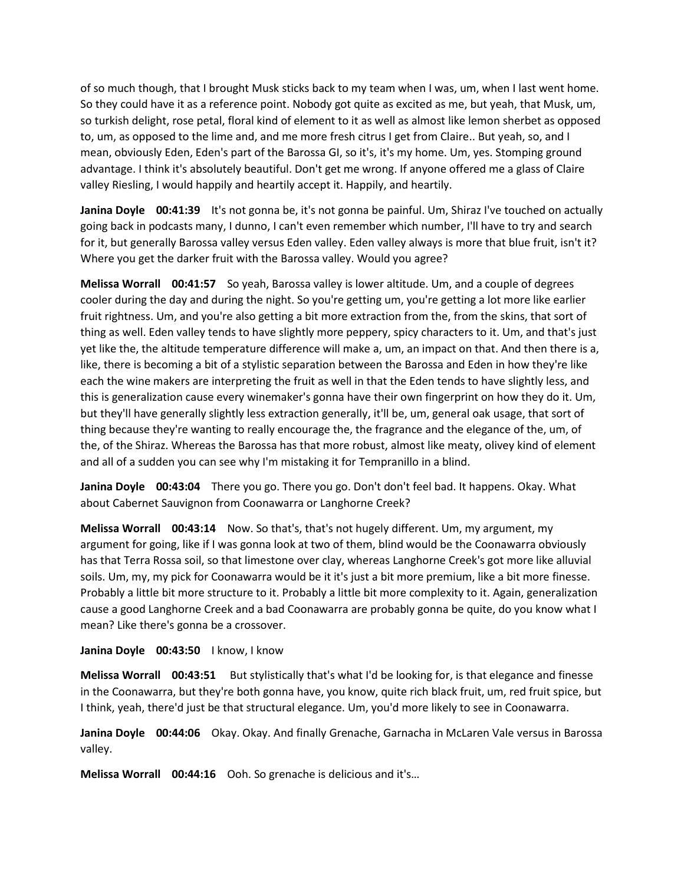of so much though, that I brought Musk sticks back to my team when I was, um, when I last went home. So they could have it as a reference point. Nobody got quite as excited as me, but yeah, that Musk, um, so turkish delight, rose petal, floral kind of element to it as well as almost like lemon sherbet as opposed to, um, as opposed to the lime and, and me more fresh citrus I get from Claire.. But yeah, so, and I mean, obviously Eden, Eden's part of the Barossa GI, so it's, it's my home. Um, yes. Stomping ground advantage. I think it's absolutely beautiful. Don't get me wrong. If anyone offered me a glass of Claire valley Riesling, I would happily and heartily accept it. Happily, and heartily.

**Janina Doyle 00:41:39** It's not gonna be, it's not gonna be painful. Um, Shiraz I've touched on actually going back in podcasts many, I dunno, I can't even remember which number, I'll have to try and search for it, but generally Barossa valley versus Eden valley. Eden valley always is more that blue fruit, isn't it? Where you get the darker fruit with the Barossa valley. Would you agree?

**Melissa Worrall 00:41:57** So yeah, Barossa valley is lower altitude. Um, and a couple of degrees cooler during the day and during the night. So you're getting um, you're getting a lot more like earlier fruit rightness. Um, and you're also getting a bit more extraction from the, from the skins, that sort of thing as well. Eden valley tends to have slightly more peppery, spicy characters to it. Um, and that's just yet like the, the altitude temperature difference will make a, um, an impact on that. And then there is a, like, there is becoming a bit of a stylistic separation between the Barossa and Eden in how they're like each the wine makers are interpreting the fruit as well in that the Eden tends to have slightly less, and this is generalization cause every winemaker's gonna have their own fingerprint on how they do it. Um, but they'll have generally slightly less extraction generally, it'll be, um, general oak usage, that sort of thing because they're wanting to really encourage the, the fragrance and the elegance of the, um, of the, of the Shiraz. Whereas the Barossa has that more robust, almost like meaty, olivey kind of element and all of a sudden you can see why I'm mistaking it for Tempranillo in a blind.

**Janina Doyle 00:43:04** There you go. There you go. Don't don't feel bad. It happens. Okay. What about Cabernet Sauvignon from Coonawarra or Langhorne Creek?

**Melissa Worrall 00:43:14** Now. So that's, that's not hugely different. Um, my argument, my argument for going, like if I was gonna look at two of them, blind would be the Coonawarra obviously has that Terra Rossa soil, so that limestone over clay, whereas Langhorne Creek's got more like alluvial soils. Um, my, my pick for Coonawarra would be it it's just a bit more premium, like a bit more finesse. Probably a little bit more structure to it. Probably a little bit more complexity to it. Again, generalization cause a good Langhorne Creek and a bad Coonawarra are probably gonna be quite, do you know what I mean? Like there's gonna be a crossover.

**Janina Doyle 00:43:50** I know, I know

**Melissa Worrall 00:43:51** But stylistically that's what I'd be looking for, is that elegance and finesse in the Coonawarra, but they're both gonna have, you know, quite rich black fruit, um, red fruit spice, but I think, yeah, there'd just be that structural elegance. Um, you'd more likely to see in Coonawarra.

**Janina Doyle 00:44:06** Okay. Okay. And finally Grenache, Garnacha in McLaren Vale versus in Barossa valley.

**Melissa Worrall 00:44:16** Ooh. So grenache is delicious and it's…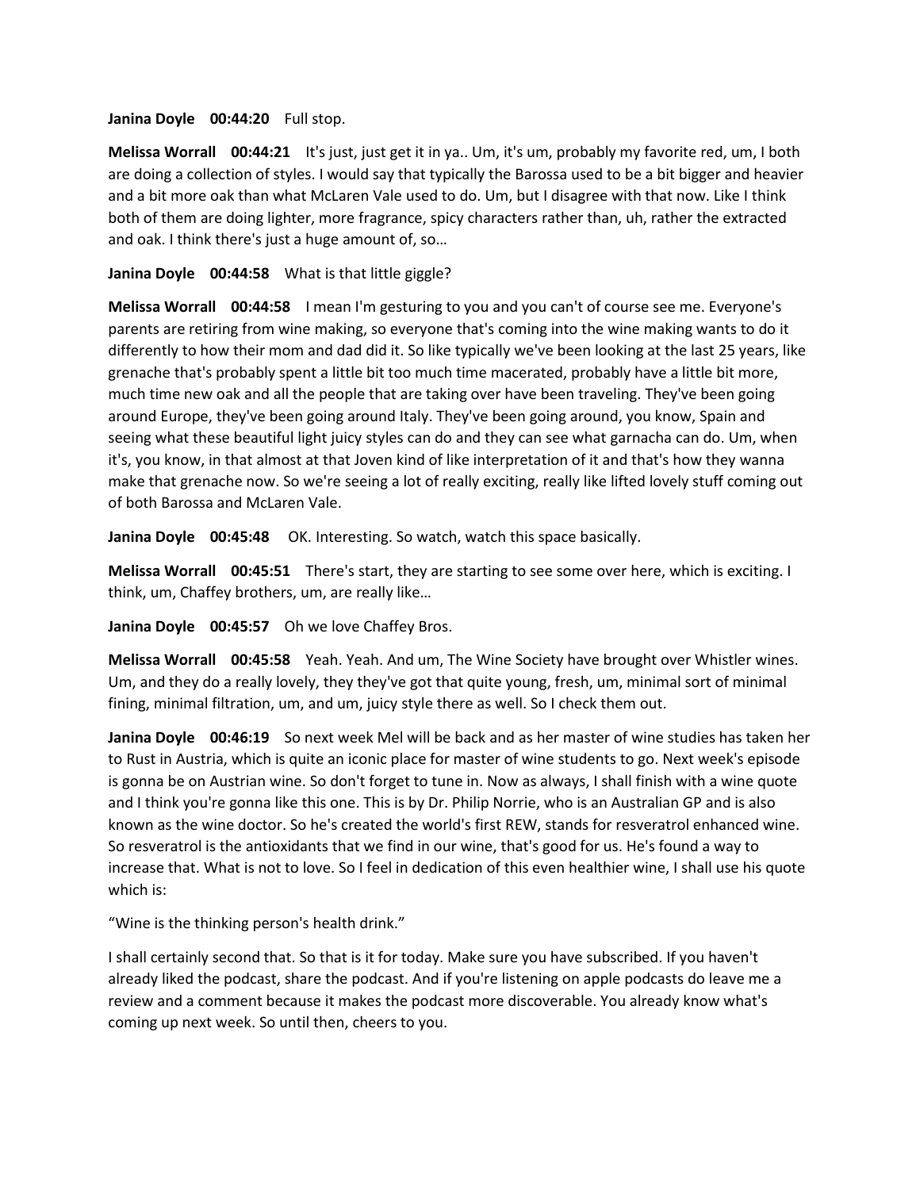**Janina Doyle 00:44:20** Full stop.

**Melissa Worrall 00:44:21** It's just, just get it in ya.. Um, it's um, probably my favorite red, um, I both are doing a collection of styles. I would say that typically the Barossa used to be a bit bigger and heavier and a bit more oak than what McLaren Vale used to do. Um, but I disagree with that now. Like I think both of them are doing lighter, more fragrance, spicy characters rather than, uh, rather the extracted and oak. I think there's just a huge amount of, so…

**Janina Doyle 00:44:58** What is that little giggle?

**Melissa Worrall 00:44:58** I mean I'm gesturing to you and you can't of course see me. Everyone's parents are retiring from wine making, so everyone that's coming into the wine making wants to do it differently to how their mom and dad did it. So like typically we've been looking at the last 25 years, like grenache that's probably spent a little bit too much time macerated, probably have a little bit more, much time new oak and all the people that are taking over have been traveling. They've been going around Europe, they've been going around Italy. They've been going around, you know, Spain and seeing what these beautiful light juicy styles can do and they can see what garnacha can do. Um, when it's, you know, in that almost at that Joven kind of like interpretation of it and that's how they wanna make that grenache now. So we're seeing a lot of really exciting, really like lifted lovely stuff coming out of both Barossa and McLaren Vale.

**Janina Doyle 00:45:48** OK. Interesting. So watch, watch this space basically.

**Melissa Worrall 00:45:51** There's start, they are starting to see some over here, which is exciting. I think, um, Chaffey brothers, um, are really like…

**Janina Doyle 00:45:57** Oh we love Chaffey Bros.

**Melissa Worrall 00:45:58** Yeah. Yeah. And um, The Wine Society have brought over Whistler wines. Um, and they do a really lovely, they they've got that quite young, fresh, um, minimal sort of minimal fining, minimal filtration, um, and um, juicy style there as well. So I check them out.

**Janina Doyle 00:46:19** So next week Mel will be back and as her master of wine studies has taken her to Rust in Austria, which is quite an iconic place for master of wine students to go. Next week's episode is gonna be on Austrian wine. So don't forget to tune in. Now as always, I shall finish with a wine quote and I think you're gonna like this one. This is by Dr. Philip Norrie, who is an Australian GP and is also known as the wine doctor. So he's created the world's first REW, stands for resveratrol enhanced wine. So resveratrol is the antioxidants that we find in our wine, that's good for us. He's found a way to increase that. What is not to love. So I feel in dedication of this even healthier wine, I shall use his quote which is:

"Wine is the thinking person's health drink."

I shall certainly second that. So that is it for today. Make sure you have subscribed. If you haven't already liked the podcast, share the podcast. And if you're listening on apple podcasts do leave me a review and a comment because it makes the podcast more discoverable. You already know what's coming up next week. So until then, cheers to you.